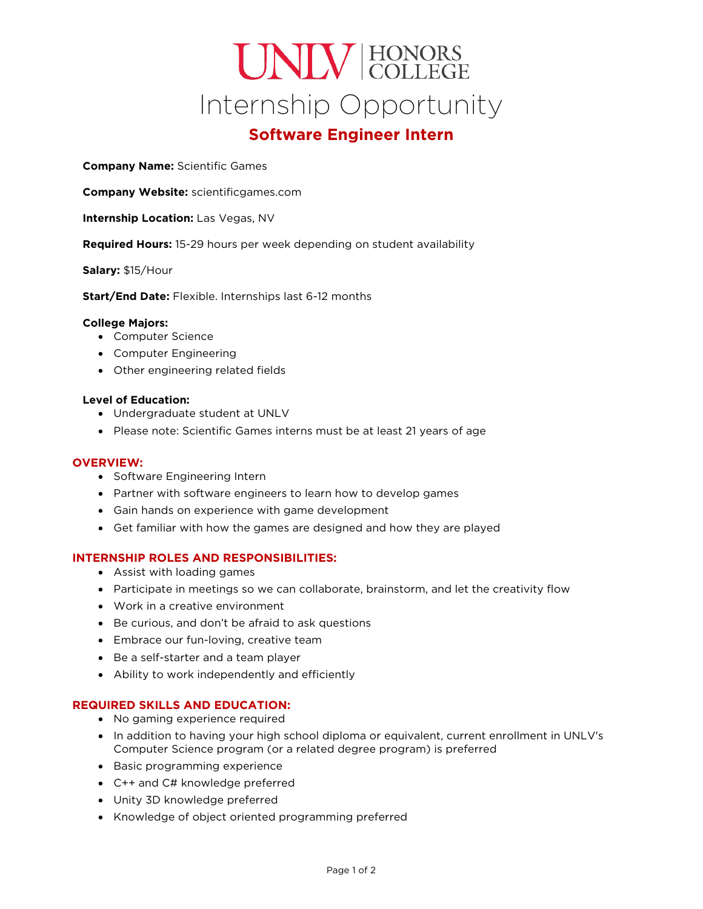# UNLV | HONORS COLLEGE

# Internship Opportunity

## Software Engineer Intern

**Company Name:** Scientific Games

**Company Website:** scientificgames.com

**Internship Location:** Las Vegas, NV

**Required Hours:** 15-29 hours per week depending on student availability

**Salary:** $15/Hour

**Start/End Date:** Flexible. Internships last 6-12 months

**College Majors:**

- Computer Science
- Computer Engineering
- Other engineering related fields

**Level of Education:**

- Undergraduate student at UNLV
- Please note: Scientific Games interns must be at least 21 years of age

### OVERVIEW:

- Software Engineering Intern
- Partner with software engineers to learn how to develop games
- Gain hands on experience with game development
- Get familiar with how the games are designed and how they are played

### INTERNSHIP ROLES AND RESPONSIBILITIES:

- Assist with loading games
- Participate in meetings so we can collaborate, brainstorm, and let the creativity flow
- Work in a creative environment
- Be curious, and don't be afraid to ask questions
- Embrace our fun-loving, creative team
- Be a self-starter and a team player
- Ability to work independently and efficiently

### REQUIRED SKILLS AND EDUCATION:

- No gaming experience required
- In addition to having your high school diploma or equivalent, current enrollment in UNLV's Computer Science program (or a related degree program) is preferred
- Basic programming experience
- C++ and C# knowledge preferred
- Unity 3D knowledge preferred
- Knowledge of object oriented programming preferred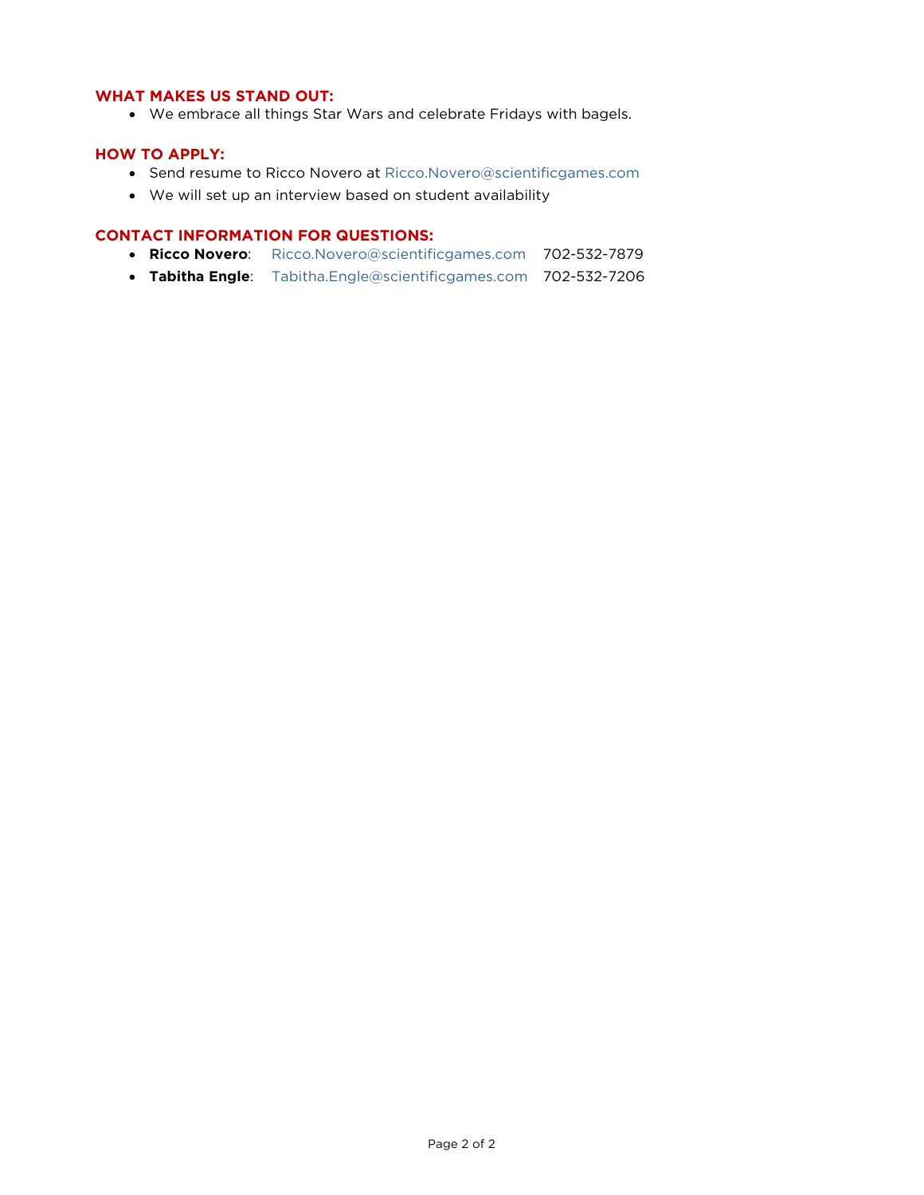### WHAT MAKES US STAND OUT:

- We embrace all things Star Wars and celebrate Fridays with bagels.

### HOW TO APPLY:

- Send resume to Ricco Novero at Ricco.Novero@scientificgames.com
- We will set up an interview based on student availability

### CONTACT INFORMATION FOR QUESTIONS:

- **Ricco Novero**: Ricco.Novero@scientificgames.com 702-532-7879
- **Tabitha Engle**: Tabitha.Engle@scientificgames.com 702-532-7206